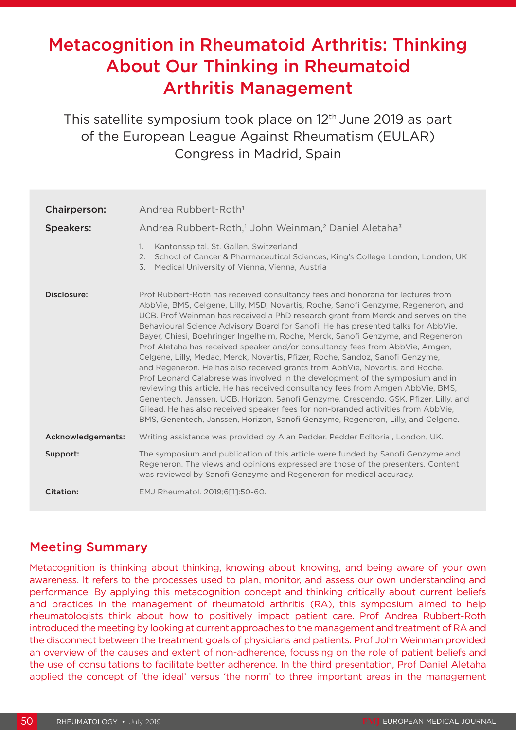# Metacognition in Rheumatoid Arthritis: Thinking About Our Thinking in Rheumatoid Arthritis Management

This satellite symposium took place on 12th June 2019 as part of the European League Against Rheumatism (EULAR) Congress in Madrid, Spain

| | |
|---|---|
| **Chairperson:** | Andrea Rubbert-Roth[1] |
| **Speakers:** | Andrea Rubbert-Roth,[1] John Weinman,[2] Daniel Aletaha[3] |
| | 1. Kantonsspital, St. Gallen, Switzerland<br>2. School of Cancer & Pharmaceutical Sciences, King's College London, London, UK<br>3. Medical University of Vienna, Vienna, Austria |
| **Disclosure:** | Prof Rubbert-Roth has received consultancy fees and honoraria for lectures from AbbVie, BMS, Celgene, Lilly, MSD, Novartis, Roche, Sanofi Genzyme, Regeneron, and UCB. Prof Weinman has received a PhD research grant from Merck and serves on the Behavioural Science Advisory Board for Sanofi. He has presented talks for AbbVie, Bayer, Chiesi, Boehringer Ingelheim, Roche, Merck, Sanofi Genzyme, and Regeneron. Prof Aletaha has received speaker and/or consultancy fees from AbbVie, Amgen, Celgene, Lilly, Medac, Merck, Novartis, Pfizer, Roche, Sandoz, Sanofi Genzyme, and Regeneron. He has also received grants from AbbVie, Novartis, and Roche. Prof Leonard Calabrese was involved in the development of the symposium and in reviewing this article. He has received consultancy fees from Amgen AbbVie, BMS, Genentech, Janssen, UCB, Horizon, Sanofi Genzyme, Crescendo, GSK, Pfizer, Lilly, and Gilead. He has also received speaker fees for non-branded activities from AbbVie, BMS, Genentech, Janssen, Horizon, Sanofi Genzyme, Regeneron, Lilly, and Celgene. |
| **Acknowledgements:** | Writing assistance was provided by Alan Pedder, Pedder Editorial, London, UK. |
| **Support:** | The symposium and publication of this article were funded by Sanofi Genzyme and Regeneron. The views and opinions expressed are those of the presenters. Content was reviewed by Sanofi Genzyme and Regeneron for medical accuracy. |
| **Citation:** | EMJ Rheumatol. 2019;6[1]:50-60. |

## Meeting Summary

Metacognition is thinking about thinking, knowing about knowing, and being aware of your own awareness. It refers to the processes used to plan, monitor, and assess our own understanding and performance. By applying this metacognition concept and thinking critically about current beliefs and practices in the management of rheumatoid arthritis (RA), this symposium aimed to help rheumatologists think about how to positively impact patient care. Prof Andrea Rubbert-Roth introduced the meeting by looking at current approaches to the management and treatment of RA and the disconnect between the treatment goals of physicians and patients. Prof John Weinman provided an overview of the causes and extent of non-adherence, focussing on the role of patient beliefs and the use of consultations to facilitate better adherence. In the third presentation, Prof Daniel Aletaha applied the concept of 'the ideal' versus 'the norm' to three important areas in the management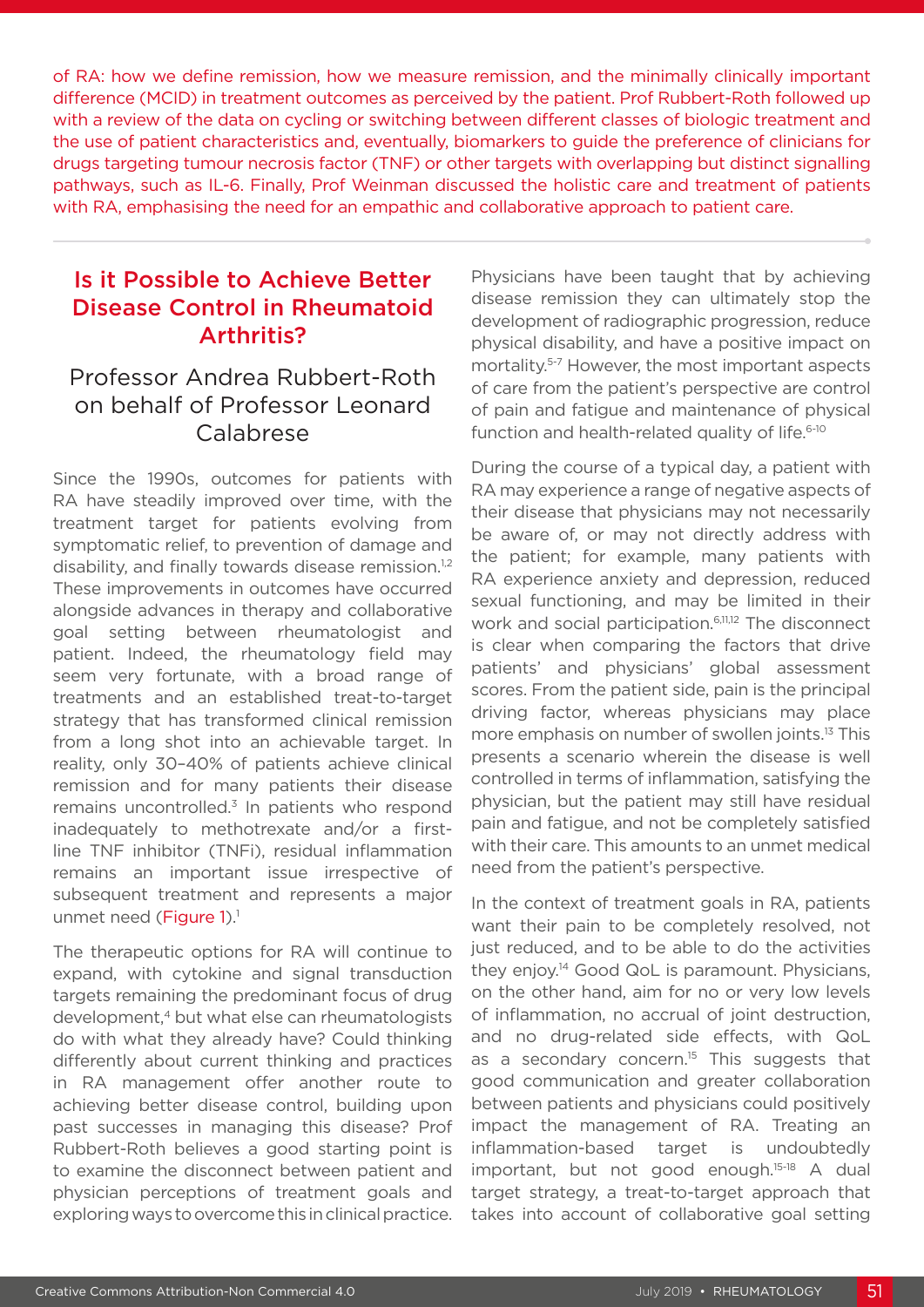of RA: how we define remission, how we measure remission, and the minimally clinically important difference (MCID) in treatment outcomes as perceived by the patient. Prof Rubbert-Roth followed up with a review of the data on cycling or switching between different classes of biologic treatment and the use of patient characteristics and, eventually, biomarkers to guide the preference of clinicians for drugs targeting tumour necrosis factor (TNF) or other targets with overlapping but distinct signalling pathways, such as IL-6. Finally, Prof Weinman discussed the holistic care and treatment of patients with RA, emphasising the need for an empathic and collaborative approach to patient care.

## Is it Possible to Achieve Better Disease Control in Rheumatoid Arthritis?

### Professor Andrea Rubbert-Roth on behalf of Professor Leonard Calabrese

Since the 1990s, outcomes for patients with RA have steadily improved over time, with the treatment target for patients evolving from symptomatic relief, to prevention of damage and disability, and finally towards disease remission.[1,2] These improvements in outcomes have occurred alongside advances in therapy and collaborative goal setting between rheumatologist and patient. Indeed, the rheumatology field may seem very fortunate, with a broad range of treatments and an established treat-to-target strategy that has transformed clinical remission from a long shot into an achievable target. In reality, only 30–40% of patients achieve clinical remission and for many patients their disease remains uncontrolled.[3] In patients who respond inadequately to methotrexate and/or a first-line TNF inhibitor (TNFi), residual inflammation remains an important issue irrespective of subsequent treatment and represents a major unmet need (Figure 1).[1]

The therapeutic options for RA will continue to expand, with cytokine and signal transduction targets remaining the predominant focus of drug development,[4] but what else can rheumatologists do with what they already have? Could thinking differently about current thinking and practices in RA management offer another route to achieving better disease control, building upon past successes in managing this disease? Prof Rubbert-Roth believes a good starting point is to examine the disconnect between patient and physician perceptions of treatment goals and exploring ways to overcome this in clinical practice.

Physicians have been taught that by achieving disease remission they can ultimately stop the development of radiographic progression, reduce physical disability, and have a positive impact on mortality.[5-7] However, the most important aspects of care from the patient's perspective are control of pain and fatigue and maintenance of physical function and health-related quality of life.[6-10]

During the course of a typical day, a patient with RA may experience a range of negative aspects of their disease that physicians may not necessarily be aware of, or may not directly address with the patient; for example, many patients with RA experience anxiety and depression, reduced sexual functioning, and may be limited in their work and social participation.[6,11,12] The disconnect is clear when comparing the factors that drive patients' and physicians' global assessment scores. From the patient side, pain is the principal driving factor, whereas physicians may place more emphasis on number of swollen joints.[13] This presents a scenario wherein the disease is well controlled in terms of inflammation, satisfying the physician, but the patient may still have residual pain and fatigue, and not be completely satisfied with their care. This amounts to an unmet medical need from the patient's perspective.

In the context of treatment goals in RA, patients want their pain to be completely resolved, not just reduced, and to be able to do the activities they enjoy.[14] Good QoL is paramount. Physicians, on the other hand, aim for no or very low levels of inflammation, no accrual of joint destruction, and no drug-related side effects, with QoL as a secondary concern.[15] This suggests that good communication and greater collaboration between patients and physicians could positively impact the management of RA. Treating an inflammation-based target is undoubtedly important, but not good enough.[15-18] A dual target strategy, a treat-to-target approach that takes into account of collaborative goal setting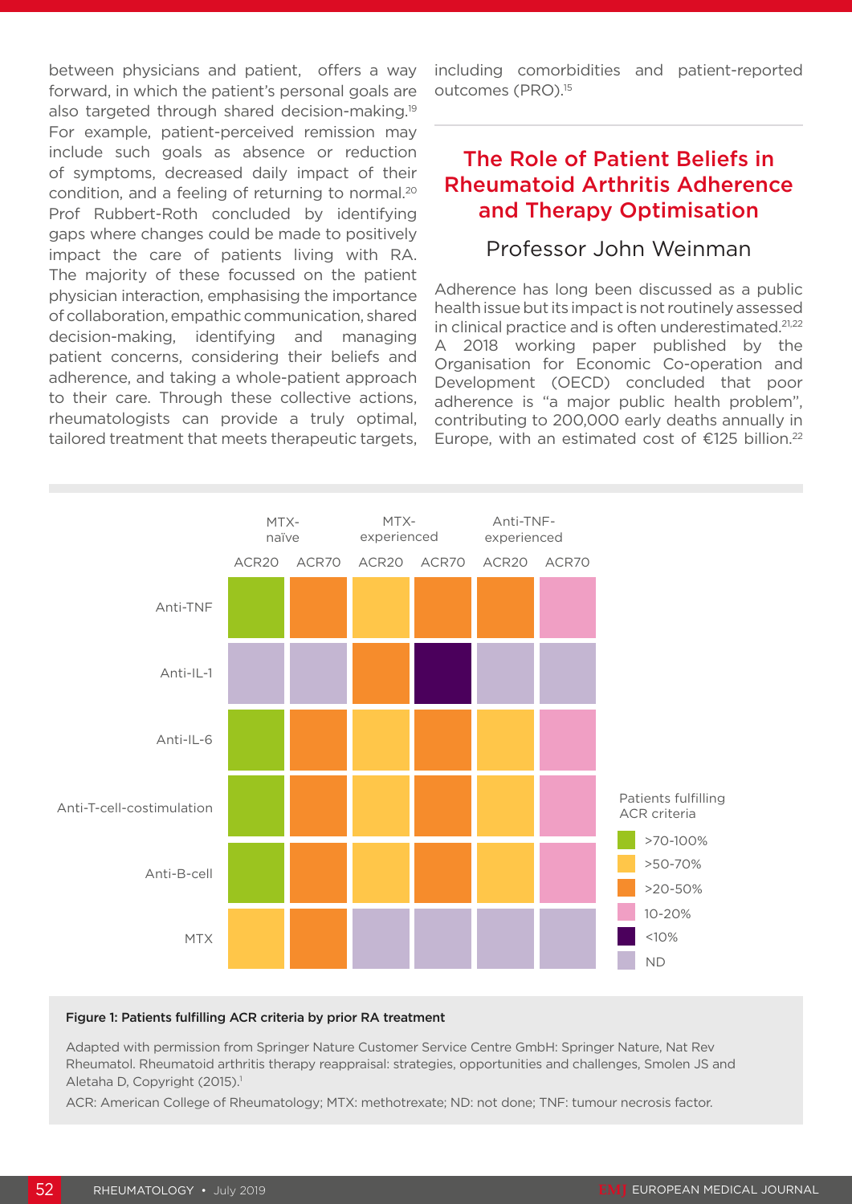between physicians and patient, offers a way forward, in which the patient's personal goals are also targeted through shared decision-making.[19] For example, patient-perceived remission may include such goals as absence or reduction of symptoms, decreased daily impact of their condition, and a feeling of returning to normal.[20] Prof Rubbert-Roth concluded by identifying gaps where changes could be made to positively impact the care of patients living with RA. The majority of these focussed on the patient physician interaction, emphasising the importance of collaboration, empathic communication, shared decision-making, identifying and managing patient concerns, considering their beliefs and adherence, and taking a whole-patient approach to their care. Through these collective actions, rheumatologists can provide a truly optimal, tailored treatment that meets therapeutic targets, including comorbidities and patient-reported outcomes (PRO).[15]

## The Role of Patient Beliefs in Rheumatoid Arthritis Adherence and Therapy Optimisation

### Professor John Weinman

Adherence has long been discussed as a public health issue but its impact is not routinely assessed in clinical practice and is often underestimated.[21,22] A 2018 working paper published by the Organisation for Economic Co-operation and Development (OECD) concluded that poor adherence is "a major public health problem", contributing to 200,000 early deaths annually in Europe, with an estimated cost of €125 billion.[22]

| | MTX-naïve | | MTX-experienced | | Anti-TNF-experienced | |
|---|---|---|---|---|---|---|
| | ACR20 | ACR70 | ACR20 | ACR70 | ACR20 | ACR70 |
| Anti-TNF | >70-100% | >20-50% | >50-70% | >20-50% | >20-50% | 10-20% |
| Anti-IL-1 | ND | ND | >20-50% | <10% | ND | ND |
| Anti-IL-6 | >70-100% | >20-50% | >50-70% | >20-50% | >50-70% | 10-20% |
| Anti-T-cell-costimulation | >70-100% | >20-50% | >50-70% | >20-50% | >50-70% | 10-20% |
| Anti-B-cell | >70-100% | >20-50% | >50-70% | >20-50% | >50-70% | 10-20% |
| MTX | >50-70% | >20-50% | ND | ND | ND | ND |

Patients fulfilling ACR criteria: >70-100%; >50-70%; >20-50%; 10-20%; <10%; ND

**Figure 1: Patients fulfilling ACR criteria by prior RA treatment**

Adapted with permission from Springer Nature Customer Service Centre GmbH: Springer Nature, Nat Rev Rheumatol. Rheumatoid arthritis therapy reappraisal: strategies, opportunities and challenges, Smolen JS and Aletaha D, Copyright (2015).[1]

ACR: American College of Rheumatology; MTX: methotrexate; ND: not done; TNF: tumour necrosis factor.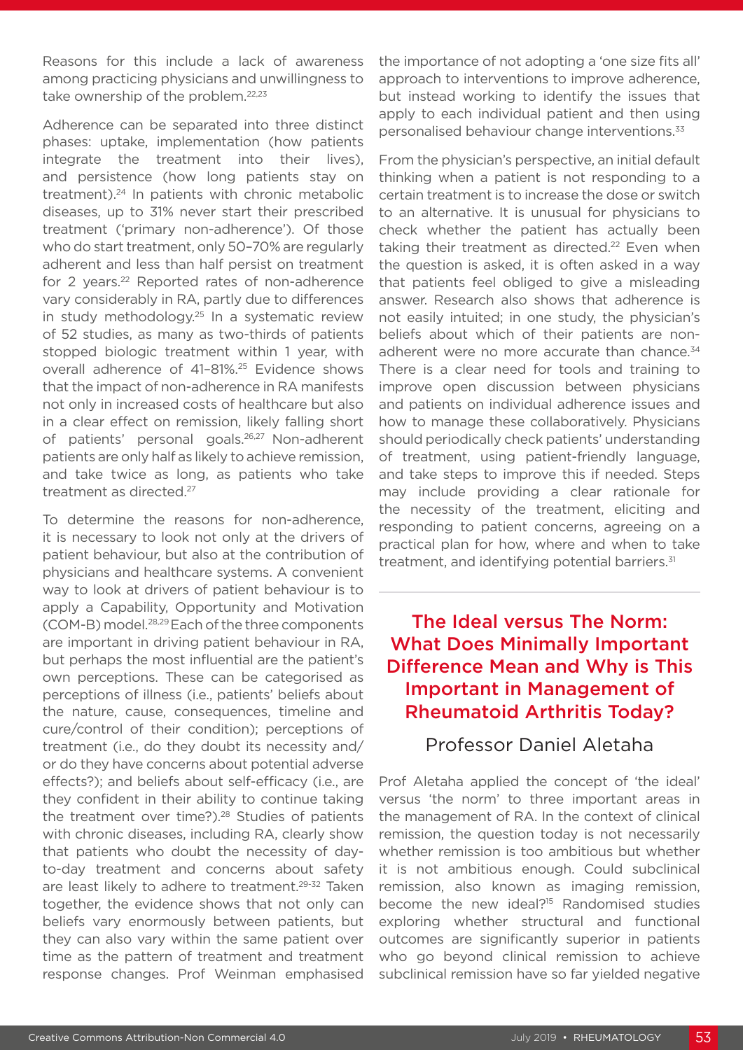Reasons for this include a lack of awareness among practicing physicians and unwillingness to take ownership of the problem.[22,23]

Adherence can be separated into three distinct phases: uptake, implementation (how patients integrate the treatment into their lives), and persistence (how long patients stay on treatment).[24] In patients with chronic metabolic diseases, up to 31% never start their prescribed treatment ('primary non-adherence'). Of those who do start treatment, only 50–70% are regularly adherent and less than half persist on treatment for 2 years.[22] Reported rates of non-adherence vary considerably in RA, partly due to differences in study methodology.[25] In a systematic review of 52 studies, as many as two-thirds of patients stopped biologic treatment within 1 year, with overall adherence of 41–81%.[25] Evidence shows that the impact of non-adherence in RA manifests not only in increased costs of healthcare but also in a clear effect on remission, likely falling short of patients' personal goals.[26,27] Non-adherent patients are only half as likely to achieve remission, and take twice as long, as patients who take treatment as directed.[27]

To determine the reasons for non-adherence, it is necessary to look not only at the drivers of patient behaviour, but also at the contribution of physicians and healthcare systems. A convenient way to look at drivers of patient behaviour is to apply a Capability, Opportunity and Motivation (COM-B) model.[28,29] Each of the three components are important in driving patient behaviour in RA, but perhaps the most influential are the patient's own perceptions. These can be categorised as perceptions of illness (i.e., patients' beliefs about the nature, cause, consequences, timeline and cure/control of their condition); perceptions of treatment (i.e., do they doubt its necessity and/or do they have concerns about potential adverse effects?); and beliefs about self-efficacy (i.e., are they confident in their ability to continue taking the treatment over time?).[28] Studies of patients with chronic diseases, including RA, clearly show that patients who doubt the necessity of day-to-day treatment and concerns about safety are least likely to adhere to treatment.[29-32] Taken together, the evidence shows that not only can beliefs vary enormously between patients, but they can also vary within the same patient over time as the pattern of treatment and treatment response changes. Prof Weinman emphasised the importance of not adopting a 'one size fits all' approach to interventions to improve adherence, but instead working to identify the issues that apply to each individual patient and then using personalised behaviour change interventions.[33]

From the physician's perspective, an initial default thinking when a patient is not responding to a certain treatment is to increase the dose or switch to an alternative. It is unusual for physicians to check whether the patient has actually been taking their treatment as directed.[22] Even when the question is asked, it is often asked in a way that patients feel obliged to give a misleading answer. Research also shows that adherence is not easily intuited; in one study, the physician's beliefs about which of their patients are non-adherent were no more accurate than chance.[34] There is a clear need for tools and training to improve open discussion between physicians and patients on individual adherence issues and how to manage these collaboratively. Physicians should periodically check patients' understanding of treatment, using patient-friendly language, and take steps to improve this if needed. Steps may include providing a clear rationale for the necessity of the treatment, eliciting and responding to patient concerns, agreeing on a practical plan for how, where and when to take treatment, and identifying potential barriers.[31]

## The Ideal versus The Norm: What Does Minimally Important Difference Mean and Why is This Important in Management of Rheumatoid Arthritis Today?

### Professor Daniel Aletaha

Prof Aletaha applied the concept of 'the ideal' versus 'the norm' to three important areas in the management of RA. In the context of clinical remission, the question today is not necessarily whether remission is too ambitious but whether it is not ambitious enough. Could subclinical remission, also known as imaging remission, become the new ideal?[15] Randomised studies exploring whether structural and functional outcomes are significantly superior in patients who go beyond clinical remission to achieve subclinical remission have so far yielded negative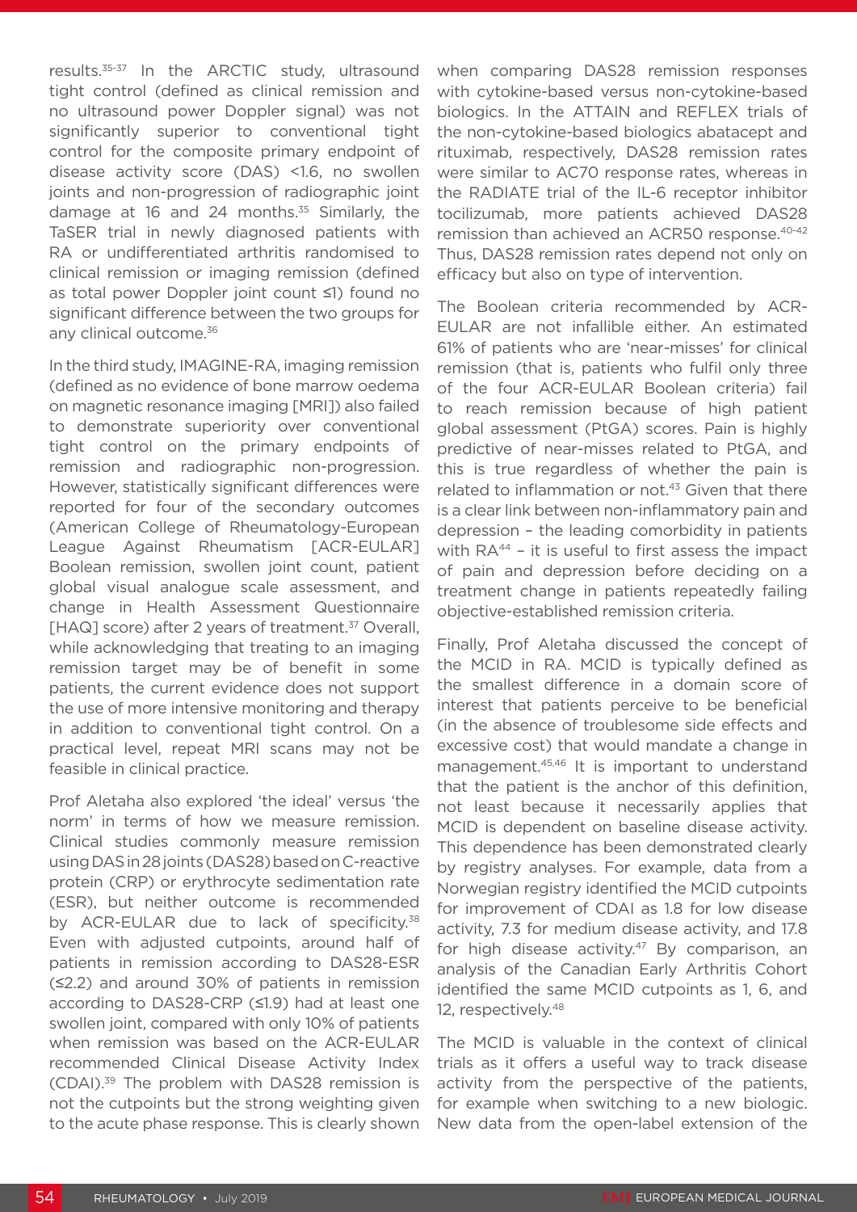results.[35-37] In the ARCTIC study, ultrasound tight control (defined as clinical remission and no ultrasound power Doppler signal) was not significantly superior to conventional tight control for the composite primary endpoint of disease activity score (DAS) <1.6, no swollen joints and non-progression of radiographic joint damage at 16 and 24 months.[35] Similarly, the TaSER trial in newly diagnosed patients with RA or undifferentiated arthritis randomised to clinical remission or imaging remission (defined as total power Doppler joint count ≤1) found no significant difference between the two groups for any clinical outcome.[36]

In the third study, IMAGINE-RA, imaging remission (defined as no evidence of bone marrow oedema on magnetic resonance imaging [MRI]) also failed to demonstrate superiority over conventional tight control on the primary endpoints of remission and radiographic non-progression. However, statistically significant differences were reported for four of the secondary outcomes (American College of Rheumatology-European League Against Rheumatism [ACR-EULAR] Boolean remission, swollen joint count, patient global visual analogue scale assessment, and change in Health Assessment Questionnaire [HAQ] score) after 2 years of treatment.[37] Overall, while acknowledging that treating to an imaging remission target may be of benefit in some patients, the current evidence does not support the use of more intensive monitoring and therapy in addition to conventional tight control. On a practical level, repeat MRI scans may not be feasible in clinical practice.

Prof Aletaha also explored 'the ideal' versus 'the norm' in terms of how we measure remission. Clinical studies commonly measure remission using DAS in 28 joints (DAS28) based on C-reactive protein (CRP) or erythrocyte sedimentation rate (ESR), but neither outcome is recommended by ACR-EULAR due to lack of specificity.[38] Even with adjusted cutpoints, around half of patients in remission according to DAS28-ESR (≤2.2) and around 30% of patients in remission according to DAS28-CRP (≤1.9) had at least one swollen joint, compared with only 10% of patients when remission was based on the ACR-EULAR recommended Clinical Disease Activity Index (CDAI).[39] The problem with DAS28 remission is not the cutpoints but the strong weighting given to the acute phase response. This is clearly shown when comparing DAS28 remission responses with cytokine-based versus non-cytokine-based biologics. In the ATTAIN and REFLEX trials of the non-cytokine-based biologics abatacept and rituximab, respectively, DAS28 remission rates were similar to AC70 response rates, whereas in the RADIATE trial of the IL-6 receptor inhibitor tocilizumab, more patients achieved DAS28 remission than achieved an ACR50 response.[40-42] Thus, DAS28 remission rates depend not only on efficacy but also on type of intervention.

The Boolean criteria recommended by ACR-EULAR are not infallible either. An estimated 61% of patients who are 'near-misses' for clinical remission (that is, patients who fulfil only three of the four ACR-EULAR Boolean criteria) fail to reach remission because of high patient global assessment (PtGA) scores. Pain is highly predictive of near-misses related to PtGA, and this is true regardless of whether the pain is related to inflammation or not.[43] Given that there is a clear link between non-inflammatory pain and depression – the leading comorbidity in patients with RA[44] – it is useful to first assess the impact of pain and depression before deciding on a treatment change in patients repeatedly failing objective-established remission criteria.

Finally, Prof Aletaha discussed the concept of the MCID in RA. MCID is typically defined as the smallest difference in a domain score of interest that patients perceive to be beneficial (in the absence of troublesome side effects and excessive cost) that would mandate a change in management.[45,46] It is important to understand that the patient is the anchor of this definition, not least because it necessarily applies that MCID is dependent on baseline disease activity. This dependence has been demonstrated clearly by registry analyses. For example, data from a Norwegian registry identified the MCID cutpoints for improvement of CDAI as 1.8 for low disease activity, 7.3 for medium disease activity, and 17.8 for high disease activity.[47] By comparison, an analysis of the Canadian Early Arthritis Cohort identified the same MCID cutpoints as 1, 6, and 12, respectively.[48]

The MCID is valuable in the context of clinical trials as it offers a useful way to track disease activity from the perspective of the patients, for example when switching to a new biologic. New data from the open-label extension of the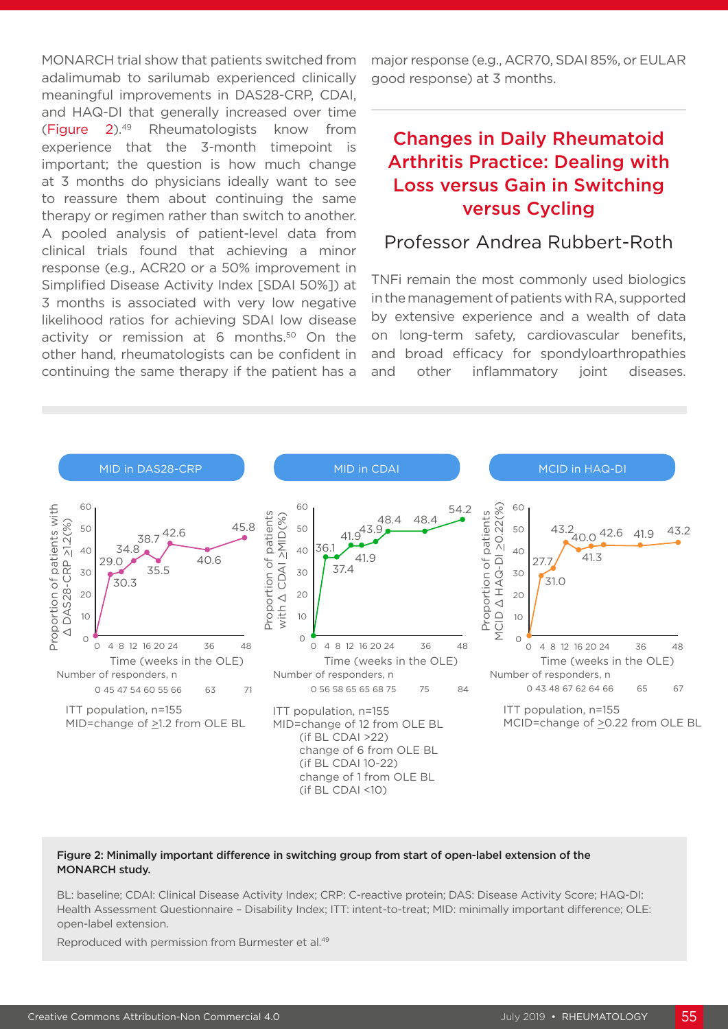MONARCH trial show that patients switched from adalimumab to sarilumab experienced clinically meaningful improvements in DAS28-CRP, CDAI, and HAQ-DI that generally increased over time (Figure 2).[49] Rheumatologists know from experience that the 3-month timepoint is important; the question is how much change at 3 months do physicians ideally want to see to reassure them about continuing the same therapy or regimen rather than switch to another. A pooled analysis of patient-level data from clinical trials found that achieving a minor response (e.g., ACR20 or a 50% improvement in Simplified Disease Activity Index [SDAI 50%]) at 3 months is associated with very low negative likelihood ratios for achieving SDAI low disease activity or remission at 6 months.[50] On the other hand, rheumatologists can be confident in continuing the same therapy if the patient has a major response (e.g., ACR70, SDAI 85%, or EULAR good response) at 3 months.

## Changes in Daily Rheumatoid Arthritis Practice: Dealing with Loss versus Gain in Switching versus Cycling

### Professor Andrea Rubbert-Roth

TNFi remain the most commonly used biologics in the management of patients with RA, supported by extensive experience and a wealth of data on long-term safety, cardiovascular benefits, and broad efficacy for spondyloarthropathies and other inflammatory joint diseases.

**MID in DAS28-CRP**

| Time (weeks in the OLE) | 0 | 4 | 8 | 12 | 16 | 20 | 24 | 36 | 48 |
|---|---|---|---|---|---|---|---|---|---|
| Proportion of patients with Δ DAS28-CRP ≥1.2 (%) | 0 | 29.0 | 30.3 | 34.8 | 38.7 | 35.5 | 42.6 | 40.6 | 45.8 |
| Number of responders, n | 0 | 45 | 47 | 54 | 60 | 55 | 66 | 63 | 71 |

ITT population, n=155
MID=change of ≥1.2 from OLE BL

**MID in CDAI**

| Time (weeks in the OLE) | 0 | 4 | 8 | 12 | 16 | 20 | 24 | 36 | 48 |
|---|---|---|---|---|---|---|---|---|---|
| Proportion of patients with Δ CDAI ≥MID (%) | 0 | 36.1 | 37.4 | 41.9 | 41.9 | 43.9 | 48.4 | 48.4 | 54.2 |
| Number of responders, n | 0 | 56 | 58 | 65 | 65 | 68 | 75 | 75 | 84 |

ITT population, n=155
MID=change of 12 from OLE BL (if BL CDAI >22)
change of 6 from OLE BL (if BL CDAI 10-22)
change of 1 from OLE BL (if BL CDAI <10)

**MCID in HAQ-DI**

| Time (weeks in the OLE) | 0 | 4 | 8 | 12 | 16 | 20 | 24 | 36 | 48 |
|---|---|---|---|---|---|---|---|---|---|
| Proportion of patients MCID Δ HAQ-DI ≥0.22 (%) | 0 | 27.7 | 31.0 | 43.2 | 40.0 | 41.3 | 42.6 | 41.9 | 43.2 |
| Number of responders, n | 0 | 43 | 48 | 67 | 62 | 64 | 66 | 65 | 67 |

ITT population, n=155
MCID=change of ≥0.22 from OLE BL

**Figure 2: Minimally important difference in switching group from start of open-label extension of the MONARCH study.**

BL: baseline; CDAI: Clinical Disease Activity Index; CRP: C-reactive protein; DAS: Disease Activity Score; HAQ-DI: Health Assessment Questionnaire – Disability Index; ITT: intent-to-treat; MID: minimally important difference; OLE: open-label extension.

Reproduced with permission from Burmester et al.[49]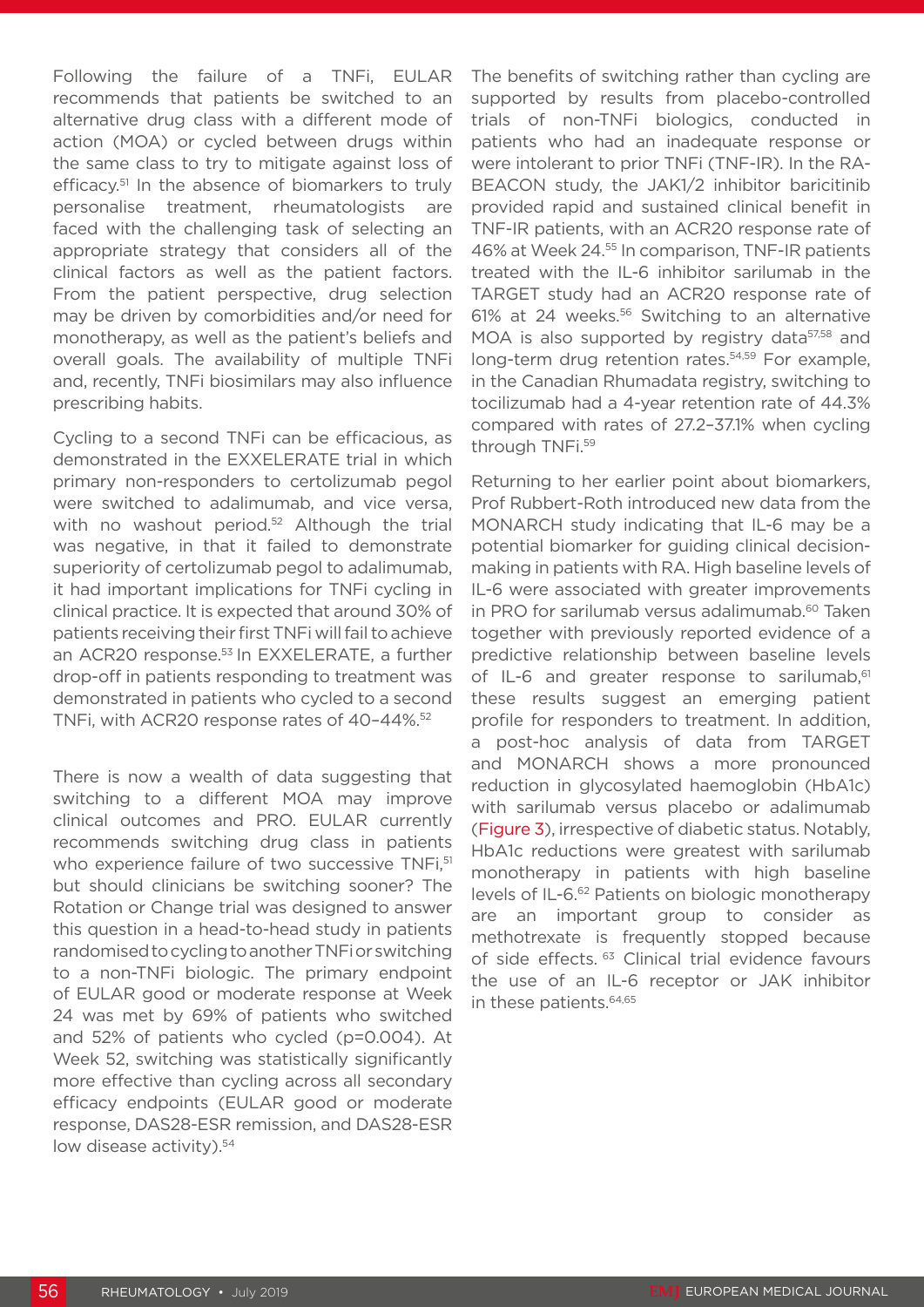Following the failure of a TNFi, EULAR recommends that patients be switched to an alternative drug class with a different mode of action (MOA) or cycled between drugs within the same class to try to mitigate against loss of efficacy.[51] In the absence of biomarkers to truly personalise treatment, rheumatologists are faced with the challenging task of selecting an appropriate strategy that considers all of the clinical factors as well as the patient factors. From the patient perspective, drug selection may be driven by comorbidities and/or need for monotherapy, as well as the patient's beliefs and overall goals. The availability of multiple TNFi and, recently, TNFi biosimilars may also influence prescribing habits.

Cycling to a second TNFi can be efficacious, as demonstrated in the EXXELERATE trial in which primary non-responders to certolizumab pegol were switched to adalimumab, and vice versa, with no washout period.[52] Although the trial was negative, in that it failed to demonstrate superiority of certolizumab pegol to adalimumab, it had important implications for TNFi cycling in clinical practice. It is expected that around 30% of patients receiving their first TNFi will fail to achieve an ACR20 response.[53] In EXXELERATE, a further drop-off in patients responding to treatment was demonstrated in patients who cycled to a second TNFi, with ACR20 response rates of 40–44%.[52]

There is now a wealth of data suggesting that switching to a different MOA may improve clinical outcomes and PRO. EULAR currently recommends switching drug class in patients who experience failure of two successive TNFi,[51] but should clinicians be switching sooner? The Rotation or Change trial was designed to answer this question in a head-to-head study in patients randomised to cycling to another TNFi or switching to a non-TNFi biologic. The primary endpoint of EULAR good or moderate response at Week 24 was met by 69% of patients who switched and 52% of patients who cycled (p=0.004). At Week 52, switching was statistically significantly more effective than cycling across all secondary efficacy endpoints (EULAR good or moderate response, DAS28-ESR remission, and DAS28-ESR low disease activity).[54]

The benefits of switching rather than cycling are supported by results from placebo-controlled trials of non-TNFi biologics, conducted in patients who had an inadequate response or were intolerant to prior TNFi (TNF-IR). In the RA-BEACON study, the JAK1/2 inhibitor baricitinib provided rapid and sustained clinical benefit in TNF-IR patients, with an ACR20 response rate of 46% at Week 24.[55] In comparison, TNF-IR patients treated with the IL-6 inhibitor sarilumab in the TARGET study had an ACR20 response rate of 61% at 24 weeks.[56] Switching to an alternative MOA is also supported by registry data[57,58] and long-term drug retention rates.[54,59] For example, in the Canadian Rhumadata registry, switching to tocilizumab had a 4-year retention rate of 44.3% compared with rates of 27.2–37.1% when cycling through TNFi.[59]

Returning to her earlier point about biomarkers, Prof Rubbert-Roth introduced new data from the MONARCH study indicating that IL-6 may be a potential biomarker for guiding clinical decision-making in patients with RA. High baseline levels of IL-6 were associated with greater improvements in PRO for sarilumab versus adalimumab.[60] Taken together with previously reported evidence of a predictive relationship between baseline levels of IL-6 and greater response to sarilumab,[61] these results suggest an emerging patient profile for responders to treatment. In addition, a post-hoc analysis of data from TARGET and MONARCH shows a more pronounced reduction in glycosylated haemoglobin (HbA1c) with sarilumab versus placebo or adalimumab (Figure 3), irrespective of diabetic status. Notably, HbA1c reductions were greatest with sarilumab monotherapy in patients with high baseline levels of IL-6.[62] Patients on biologic monotherapy are an important group to consider as methotrexate is frequently stopped because of side effects.[63] Clinical trial evidence favours the use of an IL-6 receptor or JAK inhibitor in these patients.[64,65]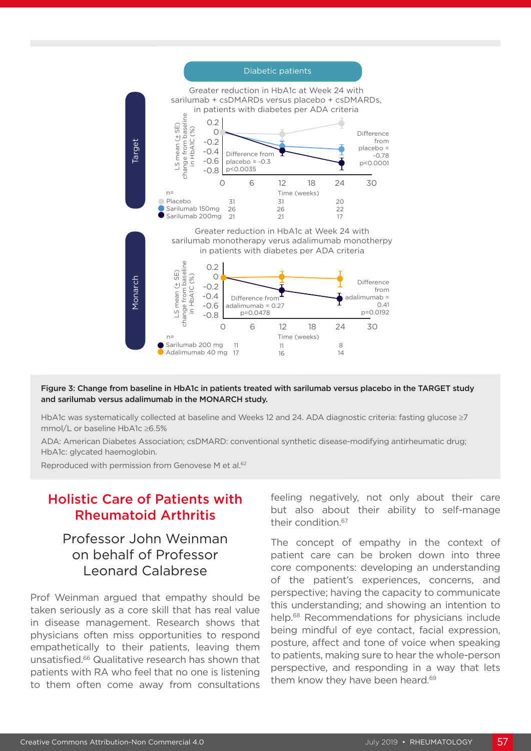Diabetic patients

Target

Greater reduction in HbA1c at Week 24 with sarilumab + csDMARDs versus placebo + csDMARDs, in patients with diabetes per ADA criteria

LS mean (± SE) change from baseline in HbA1C (%)

Difference from placebo = -0.3 p<0.0035

Difference from placebo = -0.78 p<0.0001

Time (weeks)

| n= | 0 | 12 | 24 |
|---|---|---|---|
| Placebo | 31 | 31 | 20 |
| Sarilumab 150mg | 26 | 26 | 22 |
| Sarilumab 200mg | 21 | 21 | 17 |

Monarch

Greater reduction in HbA1c at Week 24 with sarilumab monotherapy verus adalimumab monotherpy in patients with diabetes per ADA criteria

LS mean (± SE) change from baseline in HbA1C (%)

Difference from adalimumab = 0.27 p=0.0478

Difference from adalimumab = 0.41 p=0.0192

Time (weeks)

| n= | 0 | 12 | 24 |
|---|---|---|---|
| Sarilumab 200 mg | 11 | 11 | 8 |
| Adalimumab 40 mg | 17 | 16 | 14 |

**Figure 3: Change from baseline in HbA1c in patients treated with sarilumab versus placebo in the TARGET study and sarilumab versus adalimumab in the MONARCH study.**

HbA1c was systematically collected at baseline and Weeks 12 and 24. ADA diagnostic criteria: fasting glucose ≥7 mmol/L or baseline HbA1c ≥6.5%

ADA: American Diabetes Association; csDMARD: conventional synthetic disease-modifying antirheumatic drug; HbA1c: glycated haemoglobin.

Reproduced with permission from Genovese M et al.[62]

## Holistic Care of Patients with Rheumatoid Arthritis

### Professor John Weinman on behalf of Professor Leonard Calabrese

Prof Weinman argued that empathy should be taken seriously as a core skill that has real value in disease management. Research shows that physicians often miss opportunities to respond empathetically to their patients, leaving them unsatisfied.[66] Qualitative research has shown that patients with RA who feel that no one is listening to them often come away from consultations feeling negatively, not only about their care but also about their ability to self-manage their condition.[67]

The concept of empathy in the context of patient care can be broken down into three core components: developing an understanding of the patient's experiences, concerns, and perspective; having the capacity to communicate this understanding; and showing an intention to help.[68] Recommendations for physicians include being mindful of eye contact, facial expression, posture, affect and tone of voice when speaking to patients, making sure to hear the whole-person perspective, and responding in a way that lets them know they have been heard.[69]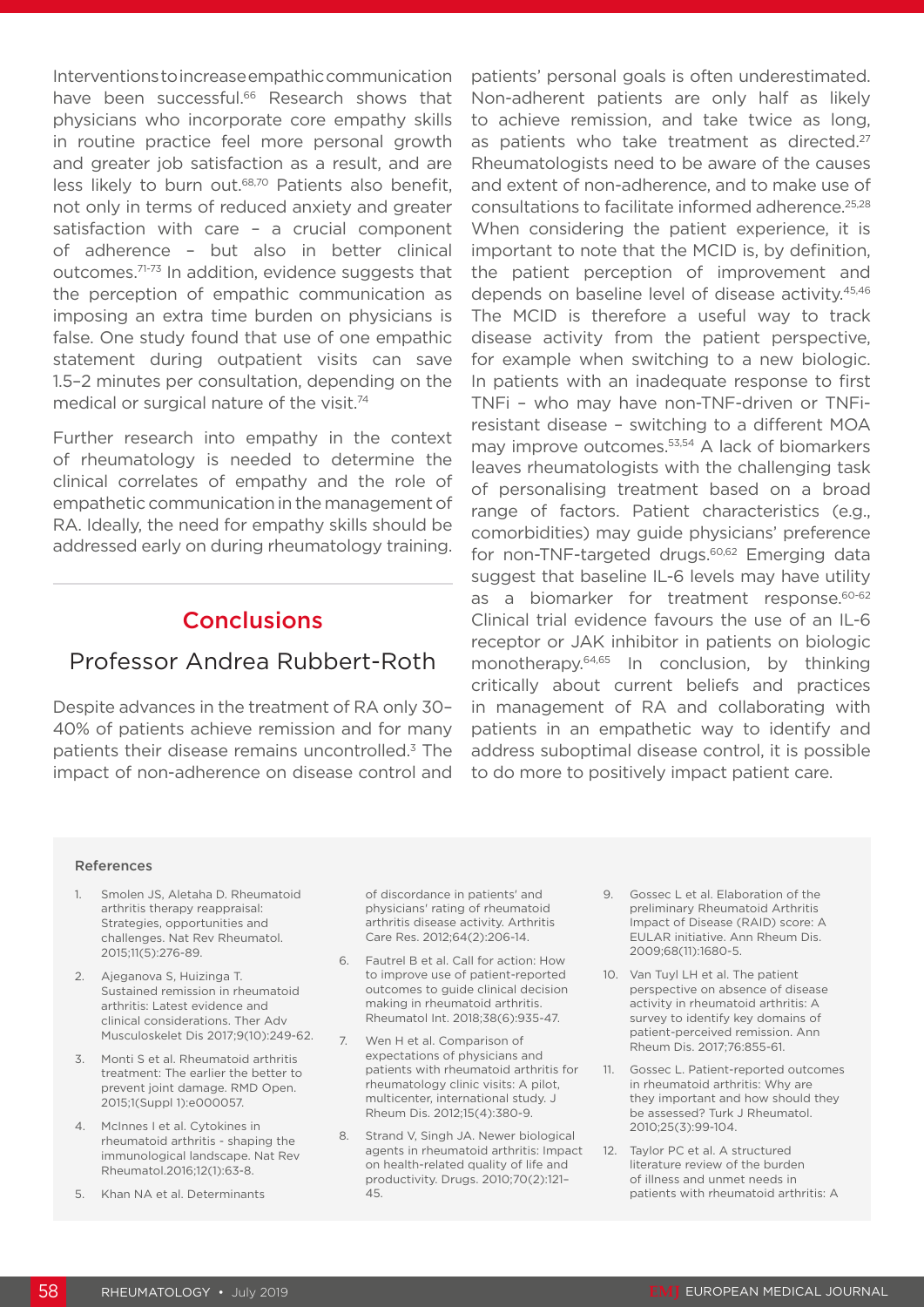Interventions to increase empathic communication have been successful.[66] Research shows that physicians who incorporate core empathy skills in routine practice feel more personal growth and greater job satisfaction as a result, and are less likely to burn out.[68,70] Patients also benefit, not only in terms of reduced anxiety and greater satisfaction with care – a crucial component of adherence – but also in better clinical outcomes.[71-73] In addition, evidence suggests that the perception of empathic communication as imposing an extra time burden on physicians is false. One study found that use of one empathic statement during outpatient visits can save 1.5–2 minutes per consultation, depending on the medical or surgical nature of the visit.[74]

Further research into empathy in the context of rheumatology is needed to determine the clinical correlates of empathy and the role of empathetic communication in the management of RA. Ideally, the need for empathy skills should be addressed early on during rheumatology training.

## Conclusions

### Professor Andrea Rubbert-Roth

Despite advances in the treatment of RA only 30–40% of patients achieve remission and for many patients their disease remains uncontrolled.[3] The impact of non-adherence on disease control and patients' personal goals is often underestimated. Non-adherent patients are only half as likely to achieve remission, and take twice as long, as patients who take treatment as directed.[27] Rheumatologists need to be aware of the causes and extent of non-adherence, and to make use of consultations to facilitate informed adherence.[25,28] When considering the patient experience, it is important to note that the MCID is, by definition, the patient perception of improvement and depends on baseline level of disease activity.[45,46] The MCID is therefore a useful way to track disease activity from the patient perspective, for example when switching to a new biologic. In patients with an inadequate response to first TNFi – who may have non-TNF-driven or TNFi-resistant disease – switching to a different MOA may improve outcomes.[53,54] A lack of biomarkers leaves rheumatologists with the challenging task of personalising treatment based on a broad range of factors. Patient characteristics (e.g., comorbidities) may guide physicians' preference for non-TNF-targeted drugs.[60,62] Emerging data suggest that baseline IL-6 levels may have utility as a biomarker for treatment response.[60-62] Clinical trial evidence favours the use of an IL-6 receptor or JAK inhibitor in patients on biologic monotherapy.[64,65] In conclusion, by thinking critically about current beliefs and practices in management of RA and collaborating with patients in an empathetic way to identify and address suboptimal disease control, it is possible to do more to positively impact patient care.

#### References

1. Smolen JS, Aletaha D. Rheumatoid arthritis therapy reappraisal: Strategies, opportunities and challenges. Nat Rev Rheumatol. 2015;11(5):276-89.
2. Ajeganova S, Huizinga T. Sustained remission in rheumatoid arthritis: Latest evidence and clinical considerations. Ther Adv Musculoskelet Dis 2017;9(10):249-62.
3. Monti S et al. Rheumatoid arthritis treatment: The earlier the better to prevent joint damage. RMD Open. 2015;1(Suppl 1):e000057.
4. McInnes I et al. Cytokines in rheumatoid arthritis - shaping the immunological landscape. Nat Rev Rheumatol.2016;12(1):63-8.
5. Khan NA et al. Determinants of discordance in patients' and physicians' rating of rheumatoid arthritis disease activity. Arthritis Care Res. 2012;64(2):206-14.
6. Fautrel B et al. Call for action: How to improve use of patient-reported outcomes to guide clinical decision making in rheumatoid arthritis. Rheumatol Int. 2018;38(6):935-47.
7. Wen H et al. Comparison of expectations of physicians and patients with rheumatoid arthritis for rheumatology clinic visits: A pilot, multicenter, international study. J Rheum Dis. 2012;15(4):380-9.
8. Strand V, Singh JA. Newer biological agents in rheumatoid arthritis: Impact on health-related quality of life and productivity. Drugs. 2010;70(2):121-45.
9. Gossec L et al. Elaboration of the preliminary Rheumatoid Arthritis Impact of Disease (RAID) score: A EULAR initiative. Ann Rheum Dis. 2009;68(11):1680-5.
10. Van Tuyl LH et al. The patient perspective on absence of disease activity in rheumatoid arthritis: A survey to identify key domains of patient-perceived remission. Ann Rheum Dis. 2017;76:855-61.
11. Gossec L. Patient-reported outcomes in rheumatoid arthritis: Why are they important and how should they be assessed? Turk J Rheumatol. 2010;25(3):99-104.
12. Taylor PC et al. A structured literature review of the burden of illness and unmet needs in patients with rheumatoid arthritis: A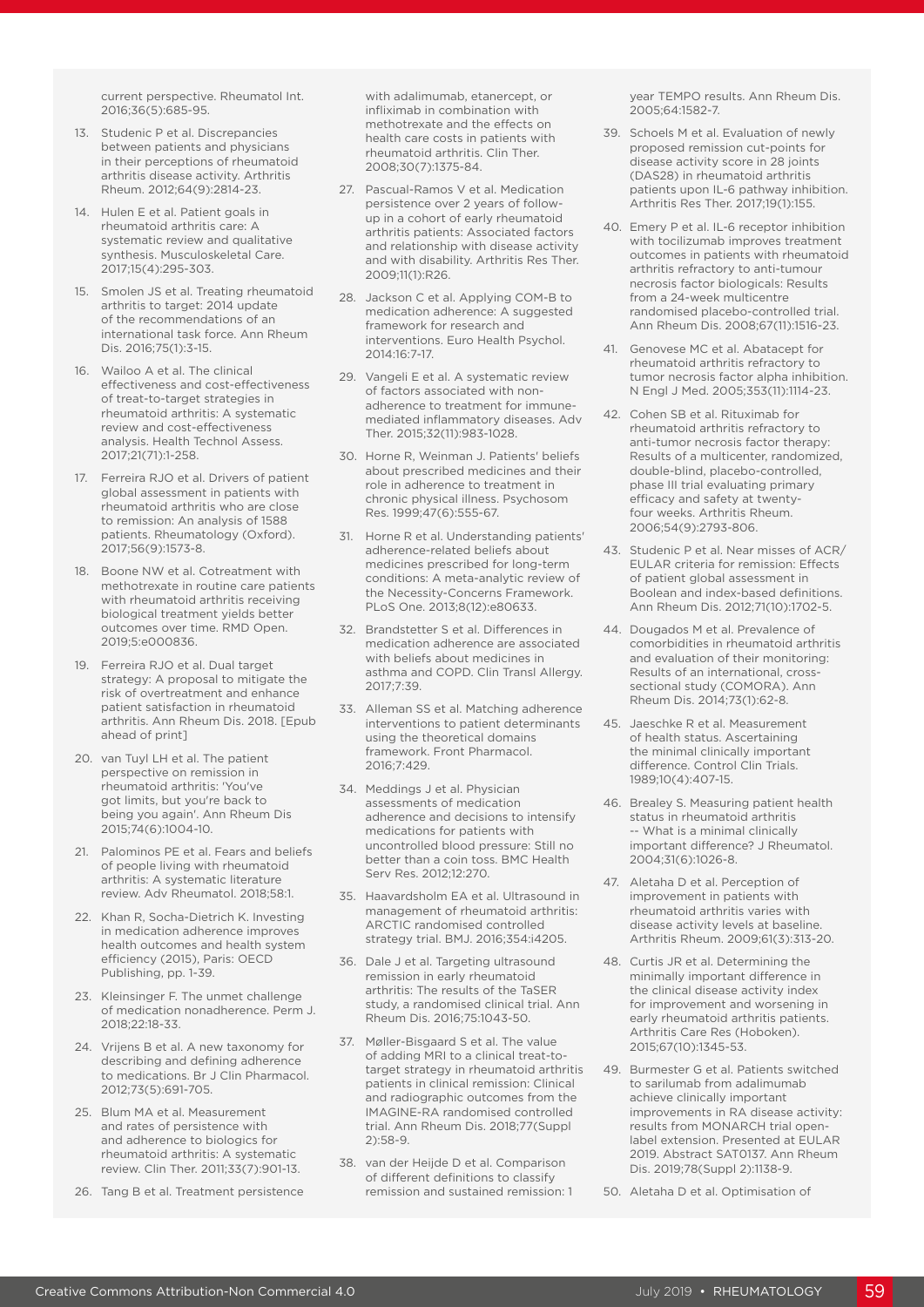current perspective. Rheumatol Int. 2016;36(5):685-95.

13. Studenic P et al. Discrepancies between patients and physicians in their perceptions of rheumatoid arthritis disease activity. Arthritis Rheum. 2012;64(9):2814-23.
14. Hulen E et al. Patient goals in rheumatoid arthritis care: A systematic review and qualitative synthesis. Musculoskeletal Care. 2017;15(4):295-303.
15. Smolen JS et al. Treating rheumatoid arthritis to target: 2014 update of the recommendations of an international task force. Ann Rheum Dis. 2016;75(1):3-15.
16. Wailoo A et al. The clinical effectiveness and cost-effectiveness of treat-to-target strategies in rheumatoid arthritis: A systematic review and cost-effectiveness analysis. Health Technol Assess. 2017;21(71):1-258.
17. Ferreira RJO et al. Drivers of patient global assessment in patients with rheumatoid arthritis who are close to remission: An analysis of 1588 patients. Rheumatology (Oxford). 2017;56(9):1573-8.
18. Boone NW et al. Cotreatment with methotrexate in routine care patients with rheumatoid arthritis receiving biological treatment yields better outcomes over time. RMD Open. 2019;5:e000836.
19. Ferreira RJO et al. Dual target strategy: A proposal to mitigate the risk of overtreatment and enhance patient satisfaction in rheumatoid arthritis. Ann Rheum Dis. 2018. [Epub ahead of print]
20. van Tuyl LH et al. The patient perspective on remission in rheumatoid arthritis: 'You've got limits, but you're back to being you again'. Ann Rheum Dis 2015;74(6):1004-10.
21. Palominos PE et al. Fears and beliefs of people living with rheumatoid arthritis: A systematic literature review. Adv Rheumatol. 2018;58:1.
22. Khan R, Socha-Dietrich K. Investing in medication adherence improves health outcomes and health system efficiency (2015), Paris: OECD Publishing, pp. 1-39.
23. Kleinsinger F. The unmet challenge of medication nonadherence. Perm J. 2018;22:18-33.
24. Vrijens B et al. A new taxonomy for describing and defining adherence to medications. Br J Clin Pharmacol. 2012;73(5):691-705.
25. Blum MA et al. Measurement and rates of persistence with and adherence to biologics for rheumatoid arthritis: A systematic review. Clin Ther. 2011;33(7):901-13.
26. Tang B et al. Treatment persistence with adalimumab, etanercept, or infliximab in combination with methotrexate and the effects on health care costs in patients with rheumatoid arthritis. Clin Ther. 2008;30(7):1375-84.
27. Pascual-Ramos V et al. Medication persistence over 2 years of follow-up in a cohort of early rheumatoid arthritis patients: Associated factors and relationship with disease activity and with disability. Arthritis Res Ther. 2009;11(1):R26.
28. Jackson C et al. Applying COM-B to medication adherence: A suggested framework for research and interventions. Euro Health Psychol. 2014:16:7-17.
29. Vangeli E et al. A systematic review of factors associated with non-adherence to treatment for immune-mediated inflammatory diseases. Adv Ther. 2015;32(11):983-1028.
30. Horne R, Weinman J. Patients' beliefs about prescribed medicines and their role in adherence to treatment in chronic physical illness. Psychosom Res. 1999;47(6):555-67.
31. Horne R et al. Understanding patients' adherence-related beliefs about medicines prescribed for long-term conditions: A meta-analytic review of the Necessity-Concerns Framework. PLoS One. 2013;8(12):e80633.
32. Brandstetter S et al. Differences in medication adherence are associated with beliefs about medicines in asthma and COPD. Clin Transl Allergy. 2017;7:39.
33. Alleman SS et al. Matching adherence interventions to patient determinants using the theoretical domains framework. Front Pharmacol. 2016;7:429.
34. Meddings J et al. Physician assessments of medication adherence and decisions to intensify medications for patients with uncontrolled blood pressure: Still no better than a coin toss. BMC Health Serv Res. 2012;12:270.
35. Haavardsholm EA et al. Ultrasound in management of rheumatoid arthritis: ARCTIC randomised controlled strategy trial. BMJ. 2016;354:i4205.
36. Dale J et al. Targeting ultrasound remission in early rheumatoid arthritis: The results of the TaSER study, a randomised clinical trial. Ann Rheum Dis. 2016;75:1043-50.
37. Møller-Bisgaard S et al. The value of adding MRI to a clinical treat-to-target strategy in rheumatoid arthritis patients in clinical remission: Clinical and radiographic outcomes from the IMAGINE-RA randomised controlled trial. Ann Rheum Dis. 2018;77(Suppl 2):58-9.
38. van der Heijde D et al. Comparison of different definitions to classify remission and sustained remission: 1 year TEMPO results. Ann Rheum Dis. 2005;64:1582-7.
39. Schoels M et al. Evaluation of newly proposed remission cut-points for disease activity score in 28 joints (DAS28) in rheumatoid arthritis patients upon IL-6 pathway inhibition. Arthritis Res Ther. 2017;19(1):155.
40. Emery P et al. IL-6 receptor inhibition with tocilizumab improves treatment outcomes in patients with rheumatoid arthritis refractory to anti-tumour necrosis factor biologicals: Results from a 24-week multicentre randomised placebo-controlled trial. Ann Rheum Dis. 2008;67(11):1516-23.
41. Genovese MC et al. Abatacept for rheumatoid arthritis refractory to tumor necrosis factor alpha inhibition. N Engl J Med. 2005;353(11):1114-23.
42. Cohen SB et al. Rituximab for rheumatoid arthritis refractory to anti-tumor necrosis factor therapy: Results of a multicenter, randomized, double-blind, placebo-controlled, phase III trial evaluating primary efficacy and safety at twenty-four weeks. Arthritis Rheum. 2006;54(9):2793-806.
43. Studenic P et al. Near misses of ACR/EULAR criteria for remission: Effects of patient global assessment in Boolean and index-based definitions. Ann Rheum Dis. 2012;71(10):1702-5.
44. Dougados M et al. Prevalence of comorbidities in rheumatoid arthritis and evaluation of their monitoring: Results of an international, cross-sectional study (COMORA). Ann Rheum Dis. 2014;73(1):62-8.
45. Jaeschke R et al. Measurement of health status. Ascertaining the minimal clinically important difference. Control Clin Trials. 1989;10(4):407-15.
46. Brealey S. Measuring patient health status in rheumatoid arthritis -- What is a minimal clinically important difference? J Rheumatol. 2004;31(6):1026-8.
47. Aletaha D et al. Perception of improvement in patients with rheumatoid arthritis varies with disease activity levels at baseline. Arthritis Rheum. 2009;61(3):313-20.
48. Curtis JR et al. Determining the minimally important difference in the clinical disease activity index for improvement and worsening in early rheumatoid arthritis patients. Arthritis Care Res (Hoboken). 2015;67(10):1345-53.
49. Burmester G et al. Patients switched to sarilumab from adalimumab achieve clinically important improvements in RA disease activity: results from MONARCH trial open-label extension. Presented at EULAR 2019. Abstract SAT0137. Ann Rheum Dis. 2019;78(Suppl 2):1138-9.
50. Aletaha D et al. Optimisation of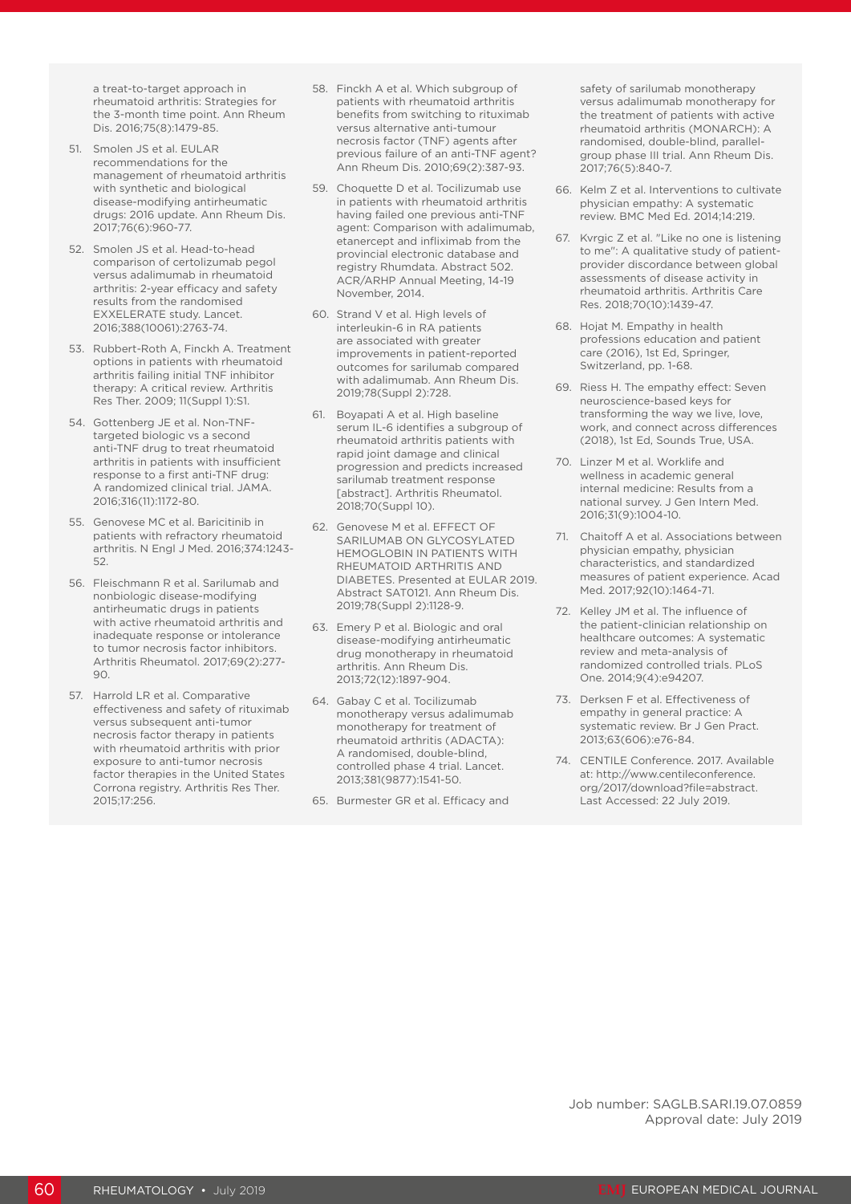a treat-to-target approach in rheumatoid arthritis: Strategies for the 3-month time point. Ann Rheum Dis. 2016;75(8):1479-85.

51. Smolen JS et al. EULAR recommendations for the management of rheumatoid arthritis with synthetic and biological disease-modifying antirheumatic drugs: 2016 update. Ann Rheum Dis. 2017;76(6):960-77.
52. Smolen JS et al. Head-to-head comparison of certolizumab pegol versus adalimumab in rheumatoid arthritis: 2-year efficacy and safety results from the randomised EXXELERATE study. Lancet. 2016;388(10061):2763-74.
53. Rubbert-Roth A, Finckh A. Treatment options in patients with rheumatoid arthritis failing initial TNF inhibitor therapy: A critical review. Arthritis Res Ther. 2009; 11(Suppl 1):S1.
54. Gottenberg JE et al. Non-TNF-targeted biologic vs a second anti-TNF drug to treat rheumatoid arthritis in patients with insufficient response to a first anti-TNF drug: A randomized clinical trial. JAMA. 2016;316(11):1172-80.
55. Genovese MC et al. Baricitinib in patients with refractory rheumatoid arthritis. N Engl J Med. 2016;374:1243-52.
56. Fleischmann R et al. Sarilumab and nonbiologic disease-modifying antirheumatic drugs in patients with active rheumatoid arthritis and inadequate response or intolerance to tumor necrosis factor inhibitors. Arthritis Rheumatol. 2017;69(2):277-90.
57. Harrold LR et al. Comparative effectiveness and safety of rituximab versus subsequent anti-tumor necrosis factor therapy in patients with rheumatoid arthritis with prior exposure to anti-tumor necrosis factor therapies in the United States Corrona registry. Arthritis Res Ther. 2015;17:256.
58. Finckh A et al. Which subgroup of patients with rheumatoid arthritis benefits from switching to rituximab versus alternative anti-tumour necrosis factor (TNF) agents after previous failure of an anti-TNF agent? Ann Rheum Dis. 2010;69(2):387-93.
59. Choquette D et al. Tocilizumab use in patients with rheumatoid arthritis having failed one previous anti-TNF agent: Comparison with adalimumab, etanercept and infliximab from the provincial electronic database and registry Rhumdata. Abstract 502. ACR/ARHP Annual Meeting, 14-19 November, 2014.
60. Strand V et al. High levels of interleukin-6 in RA patients are associated with greater improvements in patient-reported outcomes for sarilumab compared with adalimumab. Ann Rheum Dis. 2019;78(Suppl 2):728.
61. Boyapati A et al. High baseline serum IL-6 identifies a subgroup of rheumatoid arthritis patients with rapid joint damage and clinical progression and predicts increased sarilumab treatment response [abstract]. Arthritis Rheumatol. 2018;70(Suppl 10).
62. Genovese M et al. EFFECT OF SARILUMAB ON GLYCOSYLATED HEMOGLOBIN IN PATIENTS WITH RHEUMATOID ARTHRITIS AND DIABETES. Presented at EULAR 2019. Abstract SAT0121. Ann Rheum Dis. 2019;78(Suppl 2):1128-9.
63. Emery P et al. Biologic and oral disease-modifying antirheumatic drug monotherapy in rheumatoid arthritis. Ann Rheum Dis. 2013;72(12):1897-904.
64. Gabay C et al. Tocilizumab monotherapy versus adalimumab monotherapy for treatment of rheumatoid arthritis (ADACTA): A randomised, double-blind, controlled phase 4 trial. Lancet. 2013;381(9877):1541-50.
65. Burmester GR et al. Efficacy and safety of sarilumab monotherapy versus adalimumab monotherapy for the treatment of patients with active rheumatoid arthritis (MONARCH): A randomised, double-blind, parallel-group phase III trial. Ann Rheum Dis. 2017;76(5):840-7.
66. Kelm Z et al. Interventions to cultivate physician empathy: A systematic review. BMC Med Ed. 2014;14:219.
67. Kvrgic Z et al. "Like no one is listening to me": A qualitative study of patient-provider discordance between global assessments of disease activity in rheumatoid arthritis. Arthritis Care Res. 2018;70(10):1439-47.
68. Hojat M. Empathy in health professions education and patient care (2016), 1st Ed, Springer, Switzerland, pp. 1-68.
69. Riess H. The empathy effect: Seven neuroscience-based keys for transforming the way we live, love, work, and connect across differences (2018), 1st Ed, Sounds True, USA.
70. Linzer M et al. Worklife and wellness in academic general internal medicine: Results from a national survey. J Gen Intern Med. 2016;31(9):1004-10.
71. Chaitoff A et al. Associations between physician empathy, physician characteristics, and standardized measures of patient experience. Acad Med. 2017;92(10):1464-71.
72. Kelley JM et al. The influence of the patient-clinician relationship on healthcare outcomes: A systematic review and meta-analysis of randomized controlled trials. PLoS One. 2014;9(4):e94207.
73. Derksen F et al. Effectiveness of empathy in general practice: A systematic review. Br J Gen Pract. 2013;63(606):e76-84.
74. CENTILE Conference. 2017. Available at: http://www.centileconference.org/2017/download?file=abstract. Last Accessed: 22 July 2019.

Job number: SAGLB.SARI.19.07.0859
Approval date: July 2019